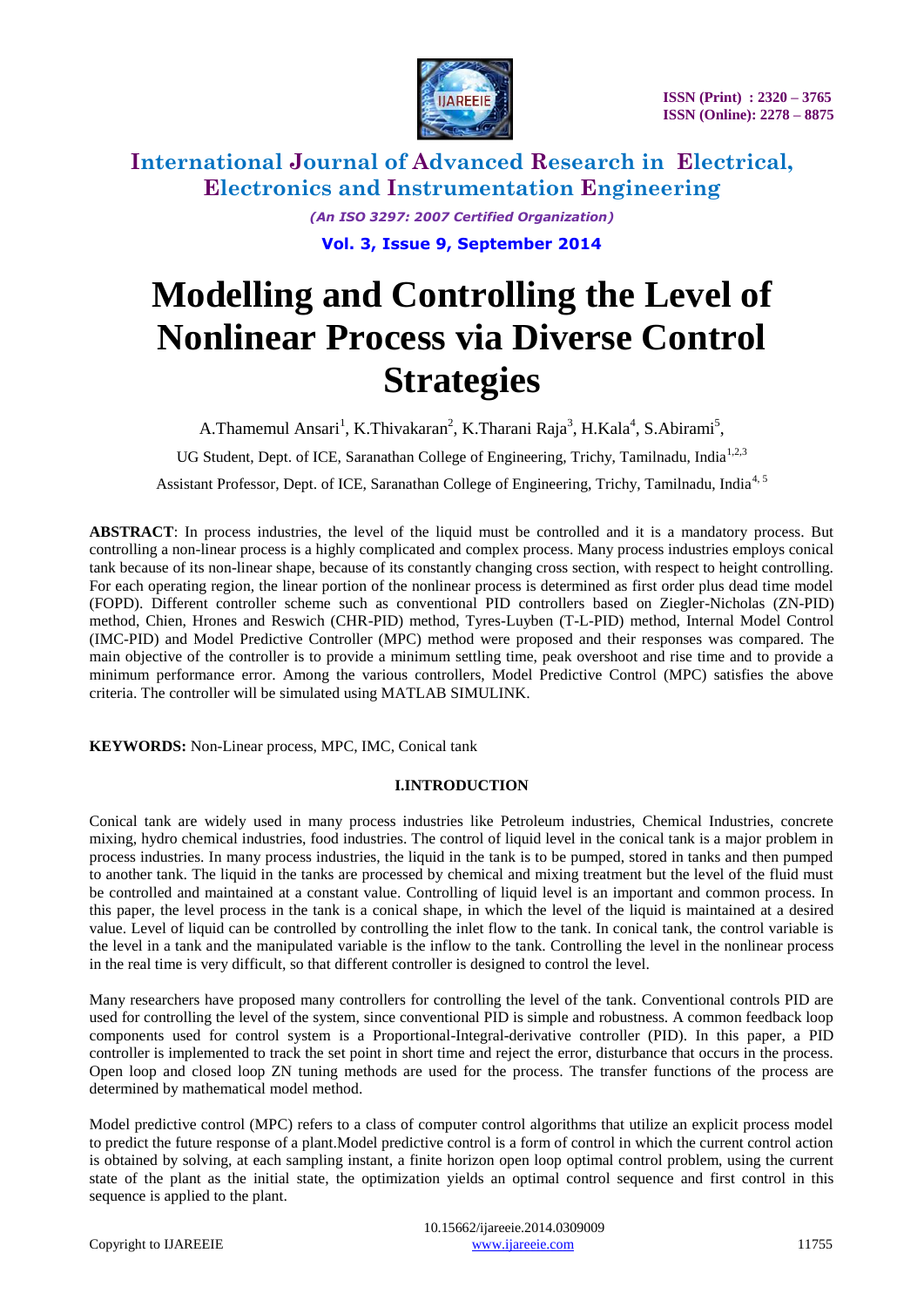# Modelling and Controlling the Level of Nonlinear Process via Diverse Control Strategies

A.Thamemul Ansari[1], K.Thivakaran[2], K.Tharani Raja[3], H.Kala[4], S.Abirami[5],

UG Student, Dept. of ICE, Saranathan College of Engineering, Trichy, Tamilnadu, India[1,2,3]

Assistant Professor, Dept. of ICE, Saranathan College of Engineering, Trichy, Tamilnadu, India[4, 5]

**ABSTRACT**: In process industries, the level of the liquid must be controlled and it is a mandatory process. But controlling a non-linear process is a highly complicated and complex process. Many process industries employs conical tank because of its non-linear shape, because of its constantly changing cross section, with respect to height controlling. For each operating region, the linear portion of the nonlinear process is determined as first order plus dead time model (FOPD). Different controller scheme such as conventional PID controllers based on Ziegler-Nicholas (ZN-PID) method, Chien, Hrones and Reswich (CHR-PID) method, Tyres-Luyben (T-L-PID) method, Internal Model Control (IMC-PID) and Model Predictive Controller (MPC) method were proposed and their responses was compared. The main objective of the controller is to provide a minimum settling time, peak overshoot and rise time and to provide a minimum performance error. Among the various controllers, Model Predictive Control (MPC) satisfies the above criteria. The controller will be simulated using MATLAB SIMULINK.

**KEYWORDS:** Non-Linear process, MPC, IMC, Conical tank

## I.INTRODUCTION

Conical tank are widely used in many process industries like Petroleum industries, Chemical Industries, concrete mixing, hydro chemical industries, food industries. The control of liquid level in the conical tank is a major problem in process industries. In many process industries, the liquid in the tank is to be pumped, stored in tanks and then pumped to another tank. The liquid in the tanks are processed by chemical and mixing treatment but the level of the fluid must be controlled and maintained at a constant value. Controlling of liquid level is an important and common process. In this paper, the level process in the tank is a conical shape, in which the level of the liquid is maintained at a desired value. Level of liquid can be controlled by controlling the inlet flow to the tank. In conical tank, the control variable is the level in a tank and the manipulated variable is the inflow to the tank. Controlling the level in the nonlinear process in the real time is very difficult, so that different controller is designed to control the level.

Many researchers have proposed many controllers for controlling the level of the tank. Conventional controls PID are used for controlling the level of the system, since conventional PID is simple and robustness. A common feedback loop components used for control system is a Proportional-Integral-derivative controller (PID). In this paper, a PID controller is implemented to track the set point in short time and reject the error, disturbance that occurs in the process. Open loop and closed loop ZN tuning methods are used for the process. The transfer functions of the process are determined by mathematical model method.

Model predictive control (MPC) refers to a class of computer control algorithms that utilize an explicit process model to predict the future response of a plant.Model predictive control is a form of control in which the current control action is obtained by solving, at each sampling instant, a finite horizon open loop optimal control problem, using the current state of the plant as the initial state, the optimization yields an optimal control sequence and first control in this sequence is applied to the plant.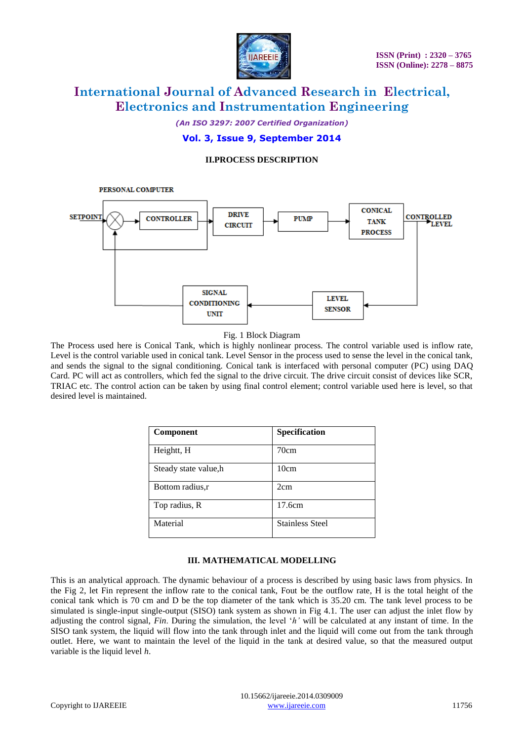## II.PROCESS DESCRIPTION

PERSONAL COMPUTER

SETPOINT → CONTROLLER → DRIVE CIRCUIT → PUMP → CONICAL TANK PROCESS → CONTROLLED LEVEL

LEVEL SENSOR → SIGNAL CONDITIONING UNIT

Fig. 1 Block Diagram

The Process used here is Conical Tank, which is highly nonlinear process. The control variable used is inflow rate, Level is the control variable used in conical tank. Level Sensor in the process used to sense the level in the conical tank, and sends the signal to the signal conditioning. Conical tank is interfaced with personal computer (PC) using DAQ Card. PC will act as controllers, which fed the signal to the drive circuit. The drive circuit consist of devices like SCR, TRIAC etc. The control action can be taken by using final control element; control variable used here is level, so that desired level is maintained.

| Component | Specification |
|---|---|
| Heightt, H | 70cm |
| Steady state value,h | 10cm |
| Bottom radius,r | 2cm |
| Top radius, R | 17.6cm |
| Material | Stainless Steel |

## III. MATHEMATICAL MODELLING

This is an analytical approach. The dynamic behaviour of a process is described by using basic laws from physics. In the Fig 2, let Fin represent the inflow rate to the conical tank, Fout be the outflow rate, H is the total height of the conical tank which is 70 cm and D be the top diameter of the tank which is 35.20 cm. The tank level process to be simulated is single-input single-output (SISO) tank system as shown in Fig 4.1. The user can adjust the inlet flow by adjusting the control signal, *Fin*. During the simulation, the level '*h'* will be calculated at any instant of time. In the SISO tank system, the liquid will flow into the tank through inlet and the liquid will come out from the tank through outlet. Here, we want to maintain the level of the liquid in the tank at desired value, so that the measured output variable is the liquid level *h*.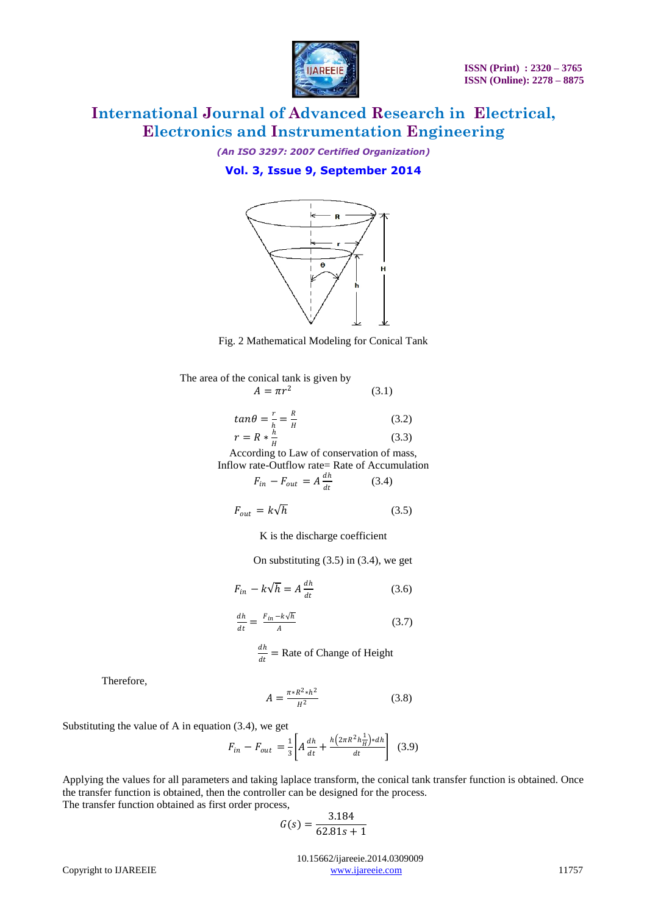Fig. 2 Mathematical Modeling for Conical Tank

The area of the conical tank is given by

$$A = \pi r^2 \quad (3.1)$$

$$tan\theta = \frac{r}{h} = \frac{R}{H} \quad (3.2)$$

$$r = R * \frac{h}{H} \quad (3.3)$$

According to Law of conservation of mass,
Inflow rate-Outflow rate= Rate of Accumulation

$$F_{in} - F_{out} = A\frac{dh}{dt} \quad (3.4)$$

$$F_{out} = k\sqrt{h} \quad (3.5)$$

K is the discharge coefficient

On substituting (3.5) in (3.4), we get

$$F_{in} - k\sqrt{h} = A\frac{dh}{dt} \quad (3.6)$$

$$\frac{dh}{dt} = \frac{F_{in} - k\sqrt{h}}{A} \quad (3.7)$$

$\frac{dh}{dt}$ = Rate of Change of Height

Therefore,

$$A = \frac{\pi * R^2 * h^2}{H^2} \quad (3.8)$$

Substituting the value of A in equation (3.4), we get

$$F_{in} - F_{out} = \frac{1}{3}\left[A\frac{dh}{dt} + \frac{h\left(2\pi R^2 h\frac{1}{H}\right) * dh}{dt}\right] \quad (3.9)$$

Applying the values for all parameters and taking laplace transform, the conical tank transfer function is obtained. Once the transfer function is obtained, then the controller can be designed for the process.
The transfer function obtained as first order process,

$$G(s) = \frac{3.184}{62.81s + 1}$$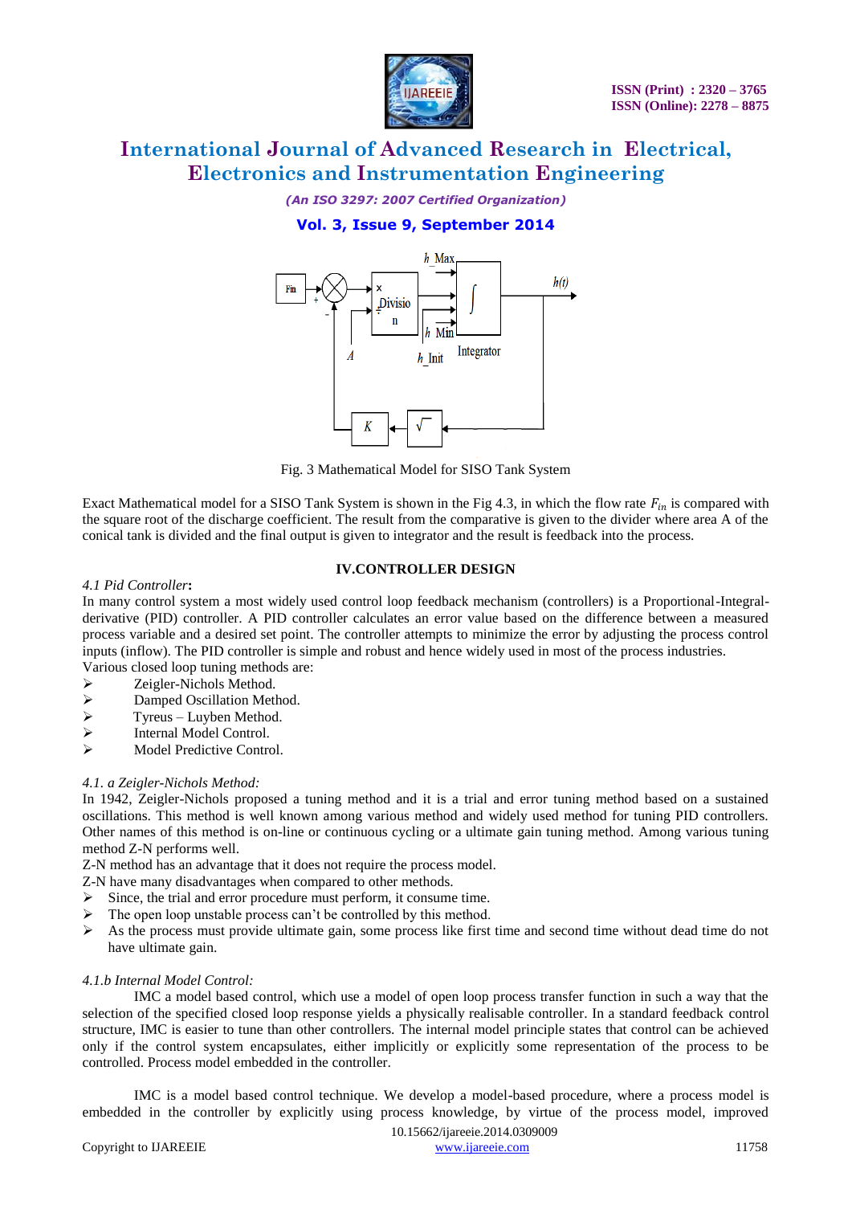Fig. 3 Mathematical Model for SISO Tank System

Exact Mathematical model for a SISO Tank System is shown in the Fig 4.3, in which the flow rate $F_{in}$ is compared with the square root of the discharge coefficient. The result from the comparative is given to the divider where area A of the conical tank is divided and the final output is given to integrator and the result is feedback into the process.

## IV.CONTROLLER DESIGN

*4.1 Pid Controller*:

In many control system a most widely used control loop feedback mechanism (controllers) is a Proportional-Integral-derivative (PID) controller. A PID controller calculates an error value based on the difference between a measured process variable and a desired set point. The controller attempts to minimize the error by adjusting the process control inputs (inflow). The PID controller is simple and robust and hence widely used in most of the process industries.

Various closed loop tuning methods are:

- Zeigler-Nichols Method.
- Damped Oscillation Method.
- Tyreus – Luyben Method.
- Internal Model Control.
- Model Predictive Control.

*4.1. a Zeigler-Nichols Method:*

In 1942, Zeigler-Nichols proposed a tuning method and it is a trial and error tuning method based on a sustained oscillations. This method is well known among various method and widely used method for tuning PID controllers. Other names of this method is on-line or continuous cycling or a ultimate gain tuning method. Among various tuning method Z-N performs well.

Z-N method has an advantage that it does not require the process model.

Z-N have many disadvantages when compared to other methods.

- Since, the trial and error procedure must perform, it consume time.
- The open loop unstable process can't be controlled by this method.
- As the process must provide ultimate gain, some process like first time and second time without dead time do not have ultimate gain.

*4.1.b Internal Model Control:*

IMC a model based control, which use a model of open loop process transfer function in such a way that the selection of the specified closed loop response yields a physically realisable controller. In a standard feedback control structure, IMC is easier to tune than other controllers. The internal model principle states that control can be achieved only if the control system encapsulates, either implicitly or explicitly some representation of the process to be controlled. Process model embedded in the controller.

IMC is a model based control technique. We develop a model-based procedure, where a process model is embedded in the controller by explicitly using process knowledge, by virtue of the process model, improved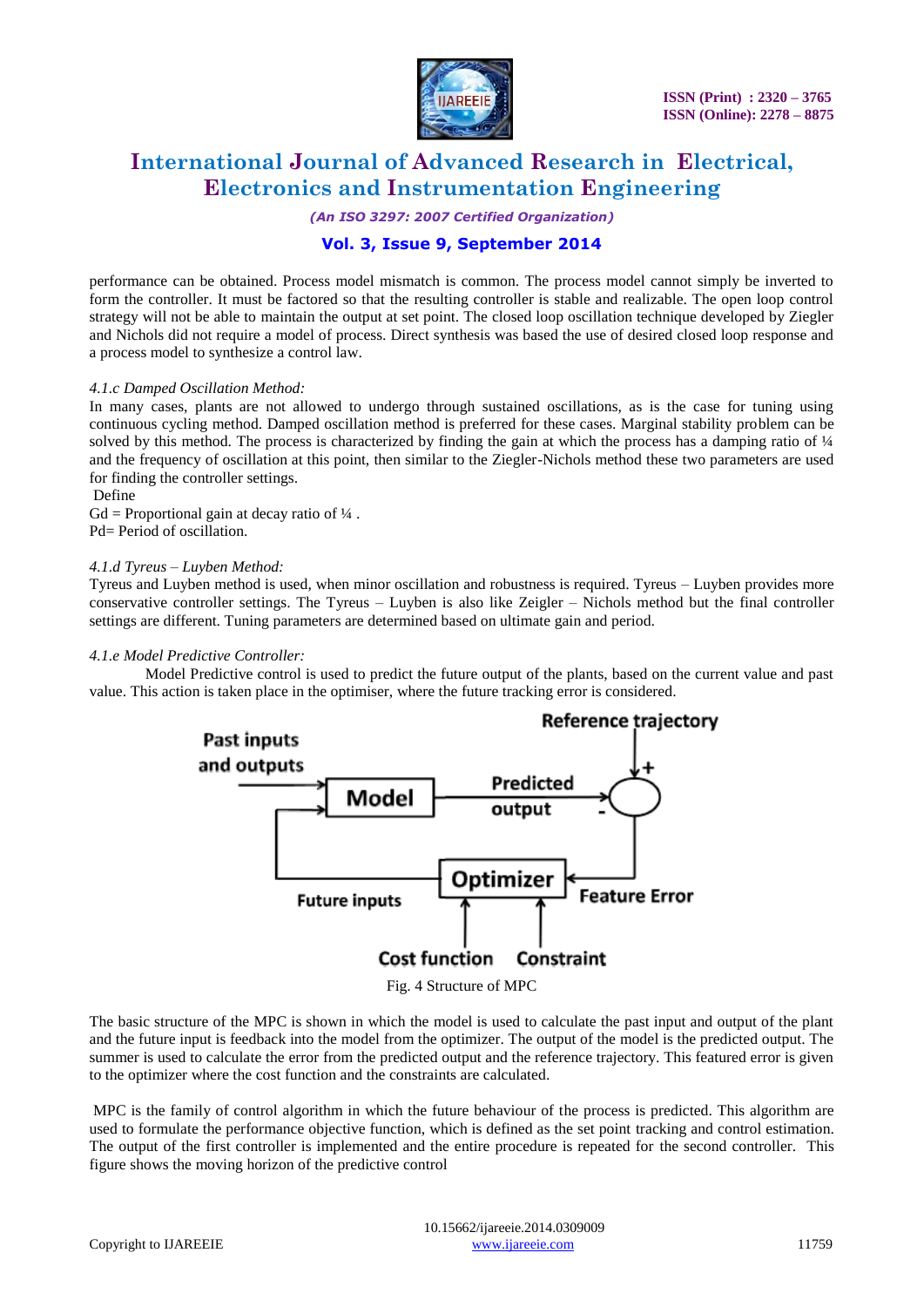performance can be obtained. Process model mismatch is common. The process model cannot simply be inverted to form the controller. It must be factored so that the resulting controller is stable and realizable. The open loop control strategy will not be able to maintain the output at set point. The closed loop oscillation technique developed by Ziegler and Nichols did not require a model of process. Direct synthesis was based the use of desired closed loop response and a process model to synthesize a control law.

*4.1.c Damped Oscillation Method:*

In many cases, plants are not allowed to undergo through sustained oscillations, as is the case for tuning using continuous cycling method. Damped oscillation method is preferred for these cases. Marginal stability problem can be solved by this method. The process is characterized by finding the gain at which the process has a damping ratio of ¼ and the frequency of oscillation at this point, then similar to the Ziegler-Nichols method these two parameters are used for finding the controller settings.

Define

Gd = Proportional gain at decay ratio of ¼ .

Pd= Period of oscillation.

*4.1.d Tyreus – Luyben Method:*

Tyreus and Luyben method is used, when minor oscillation and robustness is required. Tyreus – Luyben provides more conservative controller settings. The Tyreus – Luyben is also like Zeigler – Nichols method but the final controller settings are different. Tuning parameters are determined based on ultimate gain and period.

*4.1.e Model Predictive Controller:*

Model Predictive control is used to predict the future output of the plants, based on the current value and past value. This action is taken place in the optimiser, where the future tracking error is considered.

Fig. 4 Structure of MPC

The basic structure of the MPC is shown in which the model is used to calculate the past input and output of the plant and the future input is feedback into the model from the optimizer. The output of the model is the predicted output. The summer is used to calculate the error from the predicted output and the reference trajectory. This featured error is given to the optimizer where the cost function and the constraints are calculated.

MPC is the family of control algorithm in which the future behaviour of the process is predicted. This algorithm are used to formulate the performance objective function, which is defined as the set point tracking and control estimation. The output of the first controller is implemented and the entire procedure is repeated for the second controller. This figure shows the moving horizon of the predictive control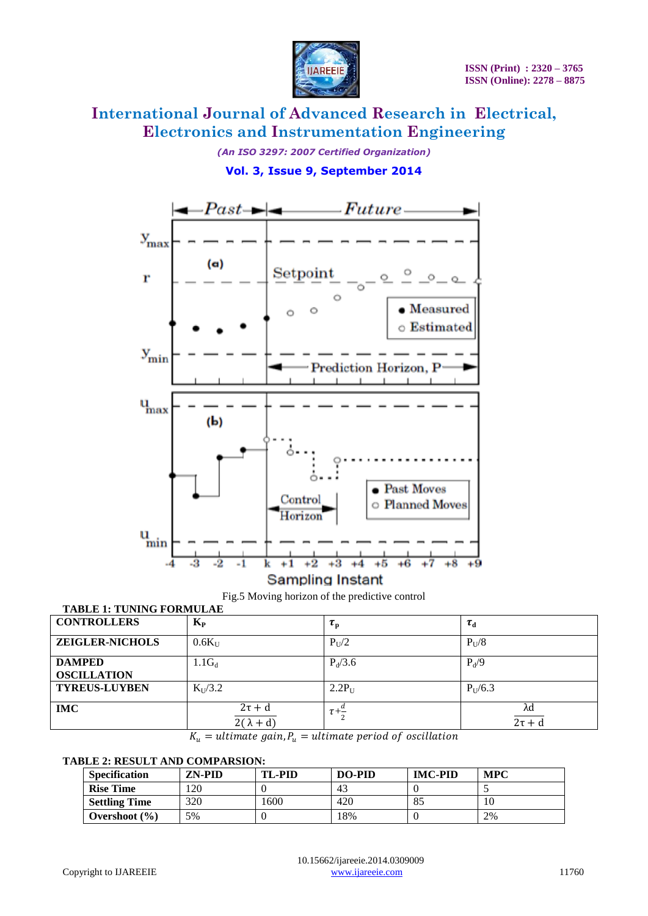Fig.5 Moving horizon of the predictive control

**TABLE 1: TUNING FORMULAE**

| CONTROLLERS | $K_P$ | $\tau_p$ | $\tau_d$ |
|---|---|---|---|
| ZEIGLER-NICHOLS | $0.6K_U$ | $P_U/2$ | $P_U/8$ |
| DAMPED OSCILLATION | $1.1G_d$ | $P_d/3.6$ | $P_d/9$ |
| TYREUS-LUYBEN | $K_U/3.2$ | $2.2P_U$ | $P_U/6.3$ |
| IMC | $\frac{2\tau + d}{2(\lambda + d)}$ | $\tau + \frac{d}{2}$ | $\frac{\lambda d}{2\tau + d}$ |

$K_u$ = ultimate gain, $P_u$ = ultimate period of oscillation

**TABLE 2: RESULT AND COMPARSION:**

| Specification | ZN-PID | TL-PID | DO-PID | IMC-PID | MPC |
|---|---|---|---|---|---|
| Rise Time | 120 | 0 | 43 | 0 | 5 |
| Settling Time | 320 | 1600 | 420 | 85 | 10 |
| Overshoot (%) | 5% | 0 | 18% | 0 | 2% |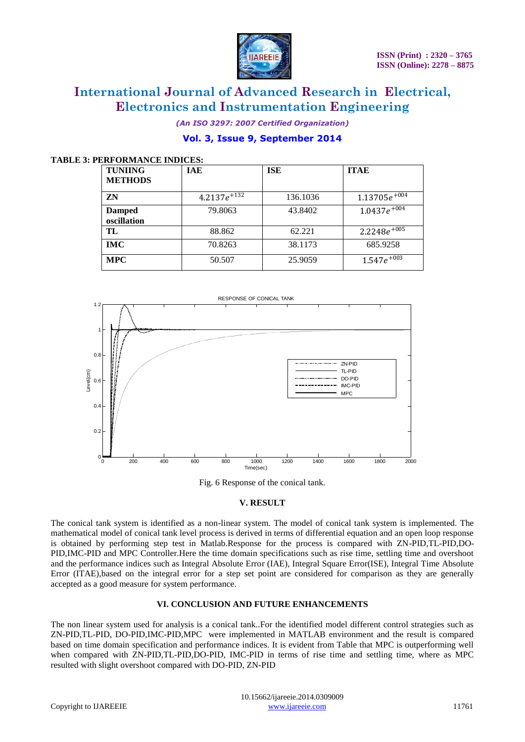**TABLE 3: PERFORMANCE INDICES:**

| TUNIING METHODS | IAE | ISE | ITAE |
|---|---|---|---|
| ZN | $4.2137e^{+132}$ | 136.1036 | $1.13705e^{+004}$ |
| Damped oscillation | 79.8063 | 43.8402 | $1.0437e^{+004}$ |
| TL | 88.862 | 62.221 | $2.2248e^{+005}$ |
| IMC | 70.8263 | 38.1173 | 685.9258 |
| MPC | 50.507 | 25.9059 | $1.547e^{+003}$ |

Fig. 6 Response of the conical tank.

## V. RESULT

The conical tank system is identified as a non-linear system. The model of conical tank system is implemented. The mathematical model of conical tank level process is derived in terms of differential equation and an open loop response is obtained by performing step test in Matlab.Response for the process is compared with ZN-PID,TL-PID,DO-PID,IMC-PID and MPC Controller.Here the time domain specifications such as rise time, settling time and overshoot and the performance indices such as Integral Absolute Error (IAE), Integral Square Error(ISE), Integral Time Absolute Error (ITAE),based on the integral error for a step set point are considered for comparison as they are generally accepted as a good measure for system performance.

## VI. CONCLUSION AND FUTURE ENHANCEMENTS

The non linear system used for analysis is a conical tank..For the identified model different control strategies such as ZN-PID,TL-PID, DO-PID,IMC-PID,MPC were implemented in MATLAB environment and the result is compared based on time domain specification and performance indices. It is evident from Table that MPC is outperforming well when compared with ZN-PID,TL-PID,DO-PID, IMC-PID in terms of rise time and settling time, where as MPC resulted with slight overshoot compared with DO-PID, ZN-PID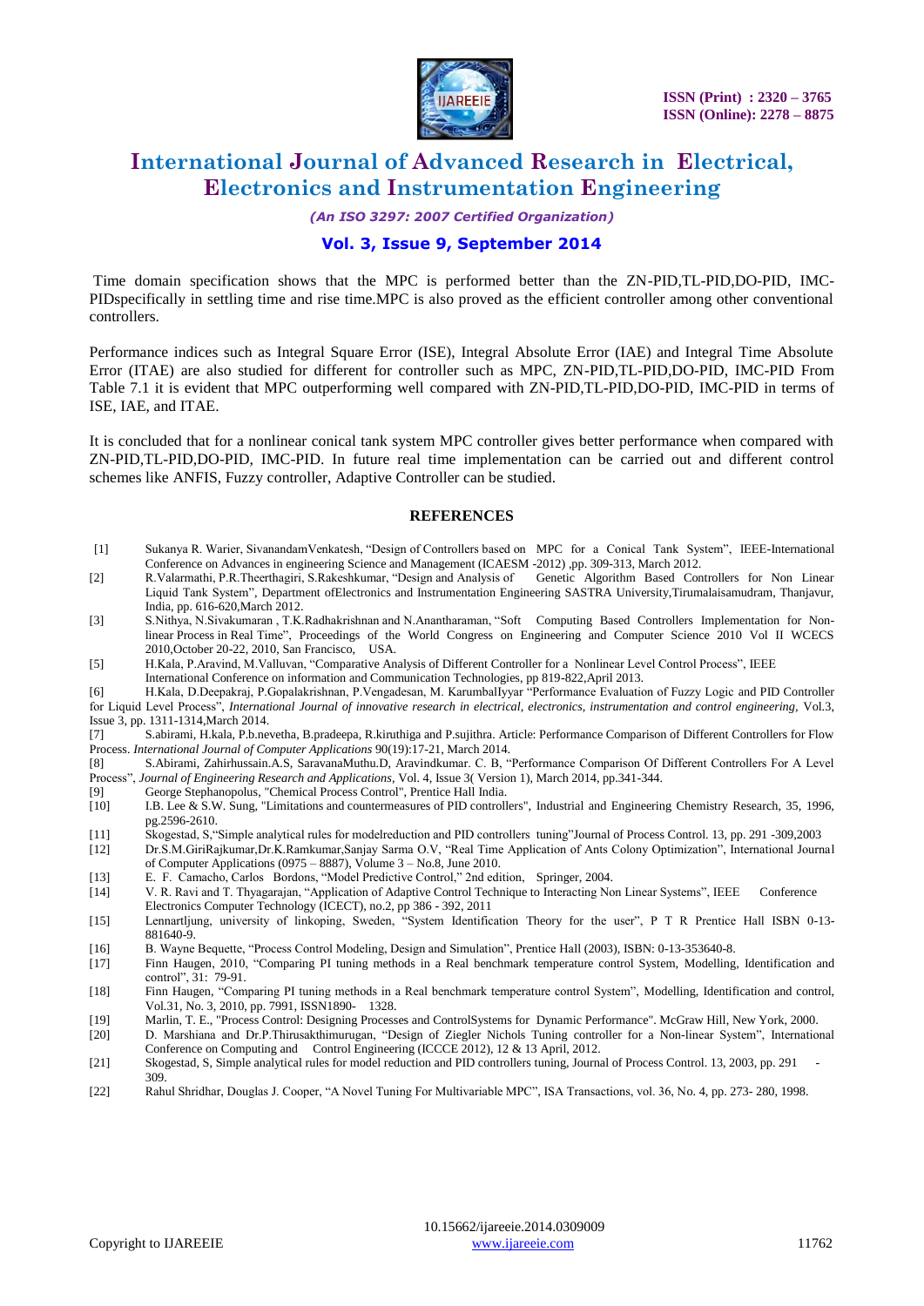Time domain specification shows that the MPC is performed better than the ZN-PID,TL-PID,DO-PID, IMC-PIDspecifically in settling time and rise time.MPC is also proved as the efficient controller among other conventional controllers.

Performance indices such as Integral Square Error (ISE), Integral Absolute Error (IAE) and Integral Time Absolute Error (ITAE) are also studied for different for controller such as MPC, ZN-PID,TL-PID,DO-PID, IMC-PID From Table 7.1 it is evident that MPC outperforming well compared with ZN-PID,TL-PID,DO-PID, IMC-PID in terms of ISE, IAE, and ITAE.

It is concluded that for a nonlinear conical tank system MPC controller gives better performance when compared with ZN-PID,TL-PID,DO-PID, IMC-PID. In future real time implementation can be carried out and different control schemes like ANFIS, Fuzzy controller, Adaptive Controller can be studied.

## REFERENCES

[1] Sukanya R. Warier, SivanandamVenkatesh, "Design of Controllers based on MPC for a Conical Tank System", IEEE-International Conference on Advances in engineering Science and Management (ICAESM -2012) ,pp. 309-313, March 2012.

[2] R.Valarmathi, P.R.Theerthagiri, S.Rakeshkumar, "Design and Analysis of Genetic Algorithm Based Controllers for Non Linear Liquid Tank System", Department ofElectronics and Instrumentation Engineering SASTRA University,Tirumalaisamudram, Thanjavur, India, pp. 616-620,March 2012.

[3] S.Nithya, N.Sivakumaran , T.K.Radhakrishnan and N.Anantharaman, "Soft Computing Based Controllers Implementation for Non-linear Process in Real Time", Proceedings of the World Congress on Engineering and Computer Science 2010 Vol II WCECS 2010,October 20-22, 2010, San Francisco, USA.

[5] H.Kala, P.Aravind, M.Valluvan, "Comparative Analysis of Different Controller for a Nonlinear Level Control Process", IEEE International Conference on information and Communication Technologies, pp 819-822,April 2013.

[6] H.Kala, D.Deepakraj, P.Gopalakrishnan, P.Vengadesan, M. KarumbaIyyar "Performance Evaluation of Fuzzy Logic and PID Controller for Liquid Level Process", *International Journal of innovative research in electrical, electronics, instrumentation and control engineering*, Vol.3, Issue 3, pp. 1311-1314,March 2014.

[7] S.abirami, H.kala, P.b.nevetha, B.pradeepa, R.kiruthiga and P.sujithra. Article: Performance Comparison of Different Controllers for Flow Process. *International Journal of Computer Applications* 90(19):17-21, March 2014.

[8] S.Abirami, Zahirhussain.A.S, SaravanaMuthu.D, Aravindkumar. C. B, "Performance Comparison Of Different Controllers For A Level Process", *Journal of Engineering Research and Applications*, Vol. 4, Issue 3( Version 1), March 2014, pp.341-344.

[9] George Stephanopolus, "Chemical Process Control", Prentice Hall India.

[10] I.B. Lee & S.W. Sung, "Limitations and countermeasures of PID controllers", Industrial and Engineering Chemistry Research, 35, 1996, pg.2596-2610.

[11] Skogestad, S,"Simple analytical rules for modelreduction and PID controllers tuning"Journal of Process Control. 13, pp. 291 -309,2003

[12] Dr.S.M.GiriRajkumar,Dr.K.Ramkumar,Sanjay Sarma O.V, "Real Time Application of Ants Colony Optimization", International Journal of Computer Applications (0975 – 8887), Volume 3 – No.8, June 2010.

[13] E. F. Camacho, Carlos Bordons, "Model Predictive Control," 2nd edition, Springer, 2004.

[14] V. R. Ravi and T. Thyagarajan, "Application of Adaptive Control Technique to Interacting Non Linear Systems", IEEE Conference Electronics Computer Technology (ICECT), no.2, pp 386 - 392, 2011

[15] Lennartljung, university of linkoping, Sweden, "System Identification Theory for the user", P T R Prentice Hall ISBN 0-13-881640-9.

[16] B. Wayne Bequette, "Process Control Modeling, Design and Simulation", Prentice Hall (2003), ISBN: 0-13-353640-8.

[17] Finn Haugen, 2010, "Comparing PI tuning methods in a Real benchmark temperature control System, Modelling, Identification and control", 31: 79-91.

[18] Finn Haugen, "Comparing PI tuning methods in a Real benchmark temperature control System", Modelling, Identification and control, Vol.31, No. 3, 2010, pp. 7991, ISSN1890- 1328.

[19] Marlin, T. E., "Process Control: Designing Processes and ControlSystems for Dynamic Performance". McGraw Hill, New York, 2000.

[20] D. Marshiana and Dr.P.Thirusakthimurugan, "Design of Ziegler Nichols Tuning controller for a Non-linear System", International Conference on Computing and Control Engineering (ICCCE 2012), 12 & 13 April, 2012.

[21] Skogestad, S, Simple analytical rules for model reduction and PID controllers tuning, Journal of Process Control. 13, 2003, pp. 291 - 309.

[22] Rahul Shridhar, Douglas J. Cooper, "A Novel Tuning For Multivariable MPC", ISA Transactions, vol. 36, No. 4, pp. 273- 280, 1998.